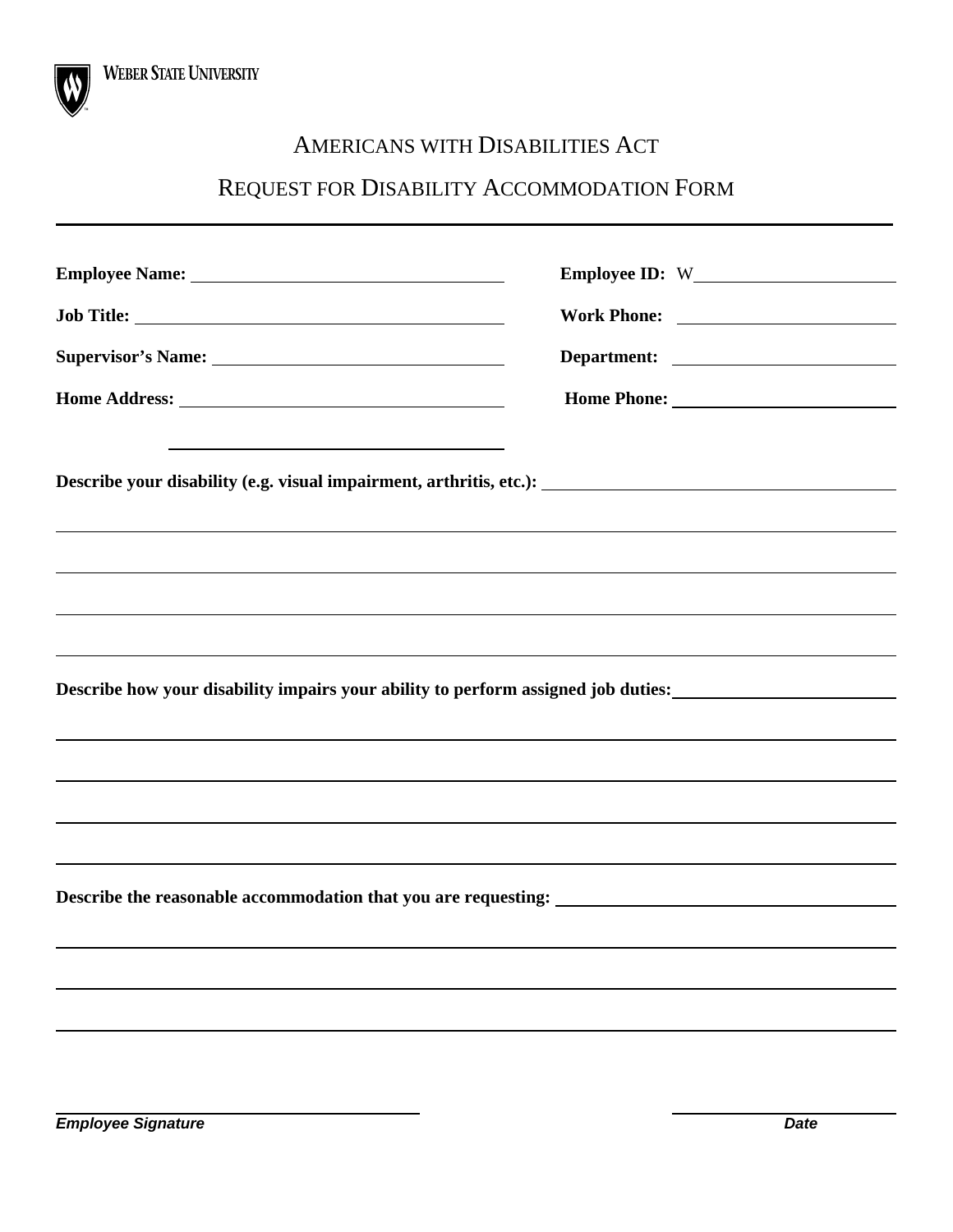WEBER STATE UNIVERSITY

# AMERICANS WITH DISABILITIES ACT

## REQUEST FOR DISABILITY ACCOMMODATION FORM

---

**Employee Name:** ______________________________ **Employee ID:** W____________________

**Job Title:** ______________________________ **Work Phone:** ____________________

**Supervisor's Name:** ______________________________ **Department:** ____________________

**Home Address:** ______________________________ **Home Phone:** ____________________

______________________________

**Describe your disability (e.g. visual impairment, arthritis, etc.):** ______________________________

______________________________

______________________________

______________________________

______________________________

**Describe how your disability impairs your ability to perform assigned job duties:** ______________________________

______________________________

______________________________

______________________________

______________________________

**Describe the reasonable accommodation that you are requesting:** ______________________________

______________________________

______________________________

______________________________

______________________________ ____________________

***Employee Signature*** ***Date***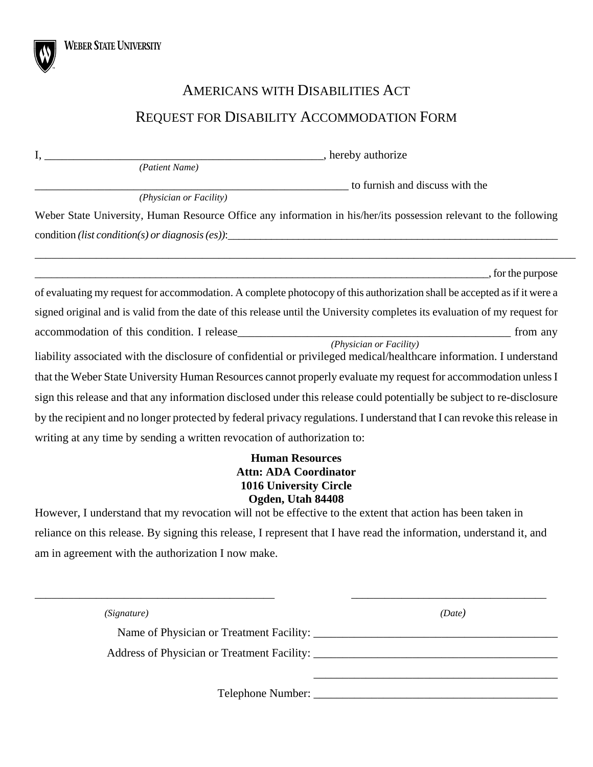WEBER STATE UNIVERSITY

# AMERICANS WITH DISABILITIES ACT

# REQUEST FOR DISABILITY ACCOMMODATION FORM

I, __________________________________________________, hereby authorize
*(Patient Name)*

________________________________________________________ to furnish and discuss with the
*(Physician or Facility)*

Weber State University, Human Resource Office any information in his/her/its possession relevant to the following condition *(list condition(s) or diagnosis (es))*:_____________________________________________________________

_____________________________________________________________________________________________

________________________________________________________________________________, for the purpose of evaluating my request for accommodation. A complete photocopy of this authorization shall be accepted as if it were a signed original and is valid from the date of this release until the University completes its evaluation of my request for accommodation of this condition. I release_________________________________________________ from any
*(Physician or Facility)*
liability associated with the disclosure of confidential or privileged medical/healthcare information. I understand that the Weber State University Human Resources cannot properly evaluate my request for accommodation unless I sign this release and that any information disclosed under this release could potentially be subject to re-disclosure by the recipient and no longer protected by federal privacy regulations. I understand that I can revoke this release in writing at any time by sending a written revocation of authorization to:

**Human Resources**
**Attn: ADA Coordinator**
**1016 University Circle**
**Ogden, Utah 84408**

However, I understand that my revocation will not be effective to the extent that action has been taken in reliance on this release. By signing this release, I represent that I have read the information, understand it, and am in agreement with the authorization I now make.

_________________________________________ ___________________________________

*(Signature)* *(Date)*

Name of Physician or Treatment Facility: ___________________________________________

Address of Physician or Treatment Facility: ___________________________________________

___________________________________________

Telephone Number: ___________________________________________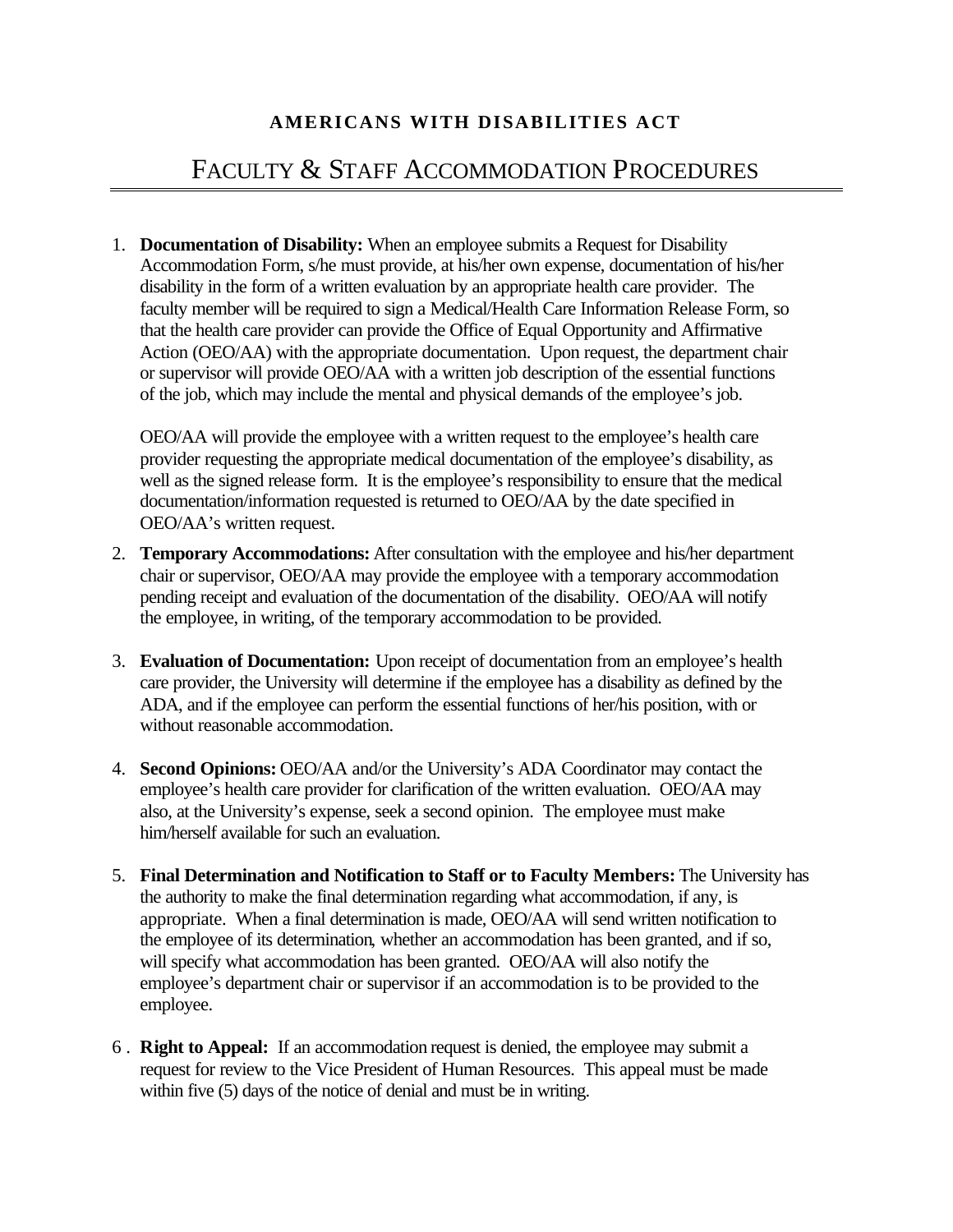# AMERICANS WITH DISABILITIES ACT

## FACULTY & STAFF ACCOMMODATION PROCEDURES

1. **Documentation of Disability:** When an employee submits a Request for Disability Accommodation Form, s/he must provide, at his/her own expense, documentation of his/her disability in the form of a written evaluation by an appropriate health care provider. The faculty member will be required to sign a Medical/Health Care Information Release Form, so that the health care provider can provide the Office of Equal Opportunity and Affirmative Action (OEO/AA) with the appropriate documentation. Upon request, the department chair or supervisor will provide OEO/AA with a written job description of the essential functions of the job, which may include the mental and physical demands of the employee's job.

   OEO/AA will provide the employee with a written request to the employee's health care provider requesting the appropriate medical documentation of the employee's disability, as well as the signed release form. It is the employee's responsibility to ensure that the medical documentation/information requested is returned to OEO/AA by the date specified in OEO/AA's written request.

2. **Temporary Accommodations:** After consultation with the employee and his/her department chair or supervisor, OEO/AA may provide the employee with a temporary accommodation pending receipt and evaluation of the documentation of the disability. OEO/AA will notify the employee, in writing, of the temporary accommodation to be provided.

3. **Evaluation of Documentation:** Upon receipt of documentation from an employee's health care provider, the University will determine if the employee has a disability as defined by the ADA, and if the employee can perform the essential functions of her/his position, with or without reasonable accommodation.

4. **Second Opinions:** OEO/AA and/or the University's ADA Coordinator may contact the employee's health care provider for clarification of the written evaluation. OEO/AA may also, at the University's expense, seek a second opinion. The employee must make him/herself available for such an evaluation.

5. **Final Determination and Notification to Staff or to Faculty Members:** The University has the authority to make the final determination regarding what accommodation, if any, is appropriate. When a final determination is made, OEO/AA will send written notification to the employee of its determination, whether an accommodation has been granted, and if so, will specify what accommodation has been granted. OEO/AA will also notify the employee's department chair or supervisor if an accommodation is to be provided to the employee.

6. **Right to Appeal:** If an accommodation request is denied, the employee may submit a request for review to the Vice President of Human Resources. This appeal must be made within five (5) days of the notice of denial and must be in writing.